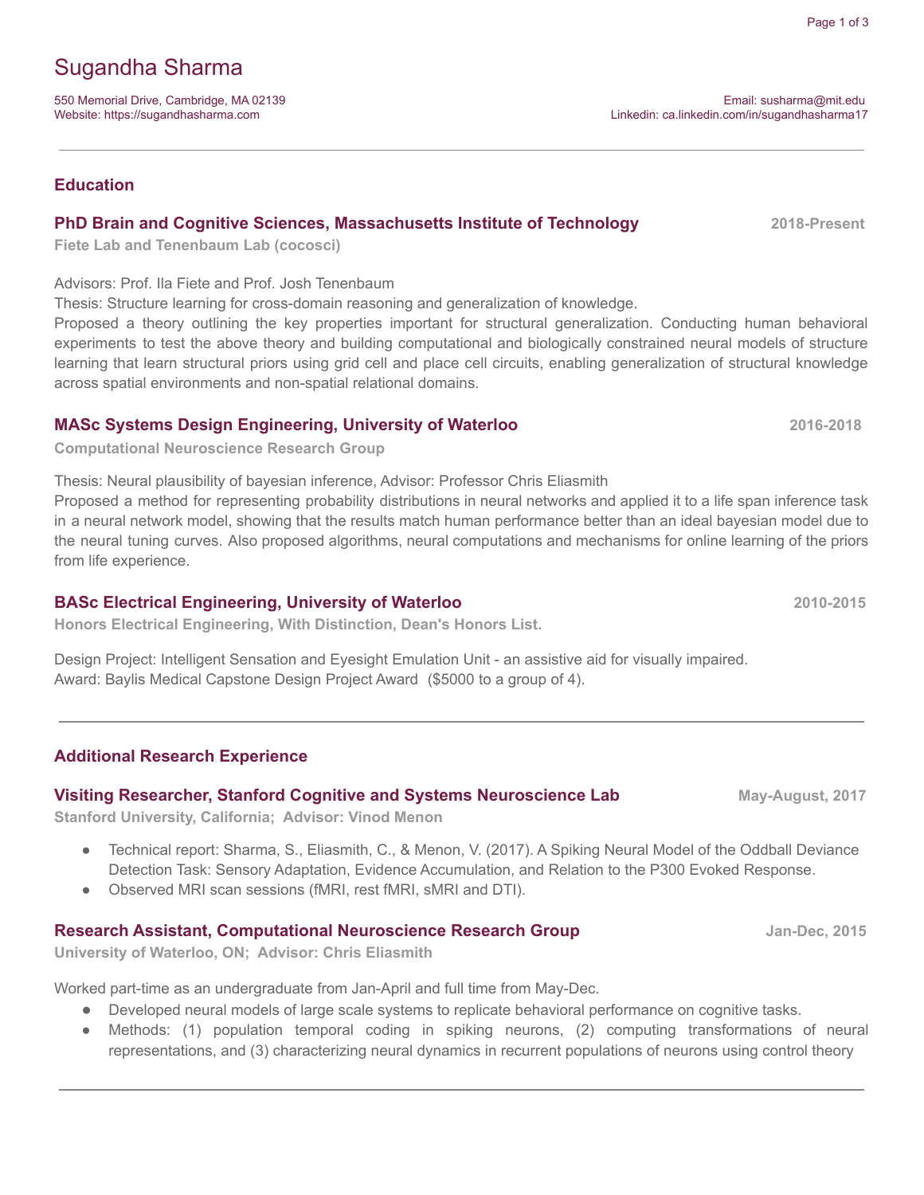# Sugandha Sharma

550 Memorial Drive, Cambridge, MA 02139
Website: https://sugandhasharma.com

Email: susharma@mit.edu
Linkedin: ca.linkedin.com/in/sugandhasharma17

---

## Education

### PhD Brain and Cognitive Sciences, Massachusetts Institute of Technology — 2018-Present

**Fiete Lab and Tenenbaum Lab (cocosci)**

Advisors: Prof. Ila Fiete and Prof. Josh Tenenbaum
Thesis: Structure learning for cross-domain reasoning and generalization of knowledge.
Proposed a theory outlining the key properties important for structural generalization. Conducting human behavioral experiments to test the above theory and building computational and biologically constrained neural models of structure learning that learn structural priors using grid cell and place cell circuits, enabling generalization of structural knowledge across spatial environments and non-spatial relational domains.

### MASc Systems Design Engineering, University of Waterloo — 2016-2018

**Computational Neuroscience Research Group**

Thesis: Neural plausibility of bayesian inference, Advisor: Professor Chris Eliasmith
Proposed a method for representing probability distributions in neural networks and applied it to a life span inference task in a neural network model, showing that the results match human performance better than an ideal bayesian model due to the neural tuning curves. Also proposed algorithms, neural computations and mechanisms for online learning of the priors from life experience.

### BASc Electrical Engineering, University of Waterloo — 2010-2015

**Honors Electrical Engineering, With Distinction, Dean's Honors List.**

Design Project: Intelligent Sensation and Eyesight Emulation Unit - an assistive aid for visually impaired.
Award: Baylis Medical Capstone Design Project Award ($5000 to a group of 4).

---

## Additional Research Experience

### Visiting Researcher, Stanford Cognitive and Systems Neuroscience Lab — May-August, 2017

**Stanford University, California; Advisor: Vinod Menon**

- Technical report: Sharma, S., Eliasmith, C., & Menon, V. (2017). A Spiking Neural Model of the Oddball Deviance Detection Task: Sensory Adaptation, Evidence Accumulation, and Relation to the P300 Evoked Response.
- Observed MRI scan sessions (fMRI, rest fMRI, sMRI and DTI).

### Research Assistant, Computational Neuroscience Research Group — Jan-Dec, 2015

**University of Waterloo, ON; Advisor: Chris Eliasmith**

Worked part-time as an undergraduate from Jan-April and full time from May-Dec.

- Developed neural models of large scale systems to replicate behavioral performance on cognitive tasks.
- Methods: (1) population temporal coding in spiking neurons, (2) computing transformations of neural representations, and (3) characterizing neural dynamics in recurrent populations of neurons using control theory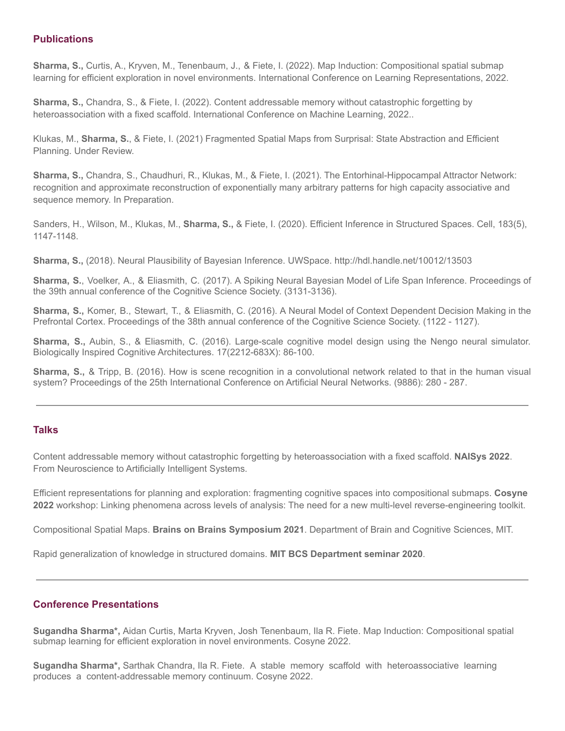## Publications

**Sharma, S.,** Curtis, A., Kryven, M., Tenenbaum, J., & Fiete, I. (2022). Map Induction: Compositional spatial submap learning for efficient exploration in novel environments. International Conference on Learning Representations, 2022.

**Sharma, S.,** Chandra, S., & Fiete, I. (2022). Content addressable memory without catastrophic forgetting by heteroassociation with a fixed scaffold. International Conference on Machine Learning, 2022..

Klukas, M., **Sharma, S.**, & Fiete, I. (2021) Fragmented Spatial Maps from Surprisal: State Abstraction and Efficient Planning. Under Review.

**Sharma, S.,** Chandra, S., Chaudhuri, R., Klukas, M., & Fiete, I. (2021). The Entorhinal-Hippocampal Attractor Network: recognition and approximate reconstruction of exponentially many arbitrary patterns for high capacity associative and sequence memory. In Preparation.

Sanders, H., Wilson, M., Klukas, M., **Sharma, S.,** & Fiete, I. (2020). Efficient Inference in Structured Spaces. Cell, 183(5), 1147-1148.

**Sharma, S.,** (2018). Neural Plausibility of Bayesian Inference. UWSpace. http://hdl.handle.net/10012/13503

**Sharma, S.**, Voelker, A., & Eliasmith, C. (2017). A Spiking Neural Bayesian Model of Life Span Inference. Proceedings of the 39th annual conference of the Cognitive Science Society. (3131-3136).

**Sharma, S.,** Komer, B., Stewart, T., & Eliasmith, C. (2016). A Neural Model of Context Dependent Decision Making in the Prefrontal Cortex. Proceedings of the 38th annual conference of the Cognitive Science Society. (1122 - 1127).

**Sharma, S.,** Aubin, S., & Eliasmith, C. (2016). Large-scale cognitive model design using the Nengo neural simulator. Biologically Inspired Cognitive Architectures. 17(2212-683X): 86-100.

**Sharma, S.,** & Tripp, B. (2016). How is scene recognition in a convolutional network related to that in the human visual system? Proceedings of the 25th International Conference on Artificial Neural Networks. (9886): 280 - 287.

---

## Talks

Content addressable memory without catastrophic forgetting by heteroassociation with a fixed scaffold. **NAISys 2022**. From Neuroscience to Artificially Intelligent Systems.

Efficient representations for planning and exploration: fragmenting cognitive spaces into compositional submaps. **Cosyne 2022** workshop: Linking phenomena across levels of analysis: The need for a new multi-level reverse-engineering toolkit.

Compositional Spatial Maps. **Brains on Brains Symposium 2021**. Department of Brain and Cognitive Sciences, MIT.

Rapid generalization of knowledge in structured domains. **MIT BCS Department seminar 2020**.

---

## Conference Presentations

**Sugandha Sharma\*,** Aidan Curtis, Marta Kryven, Josh Tenenbaum, Ila R. Fiete. Map Induction: Compositional spatial submap learning for efficient exploration in novel environments. Cosyne 2022.

**Sugandha Sharma\*,** Sarthak Chandra, Ila R. Fiete. A stable memory scaffold with heteroassociative learning produces a content-addressable memory continuum. Cosyne 2022.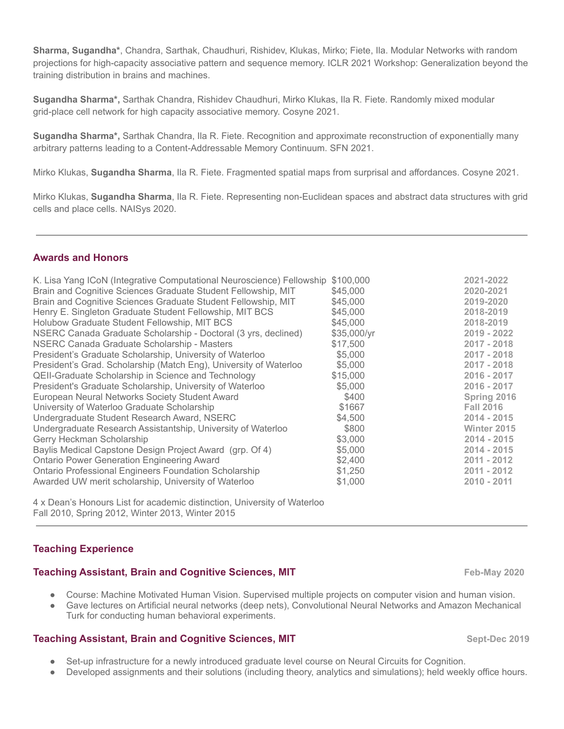**Sharma, Sugandha***, Chandra, Sarthak, Chaudhuri, Rishidev, Klukas, Mirko; Fiete, Ila. Modular Networks with random projections for high-capacity associative pattern and sequence memory. ICLR 2021 Workshop: Generalization beyond the training distribution in brains and machines.

**Sugandha Sharma*,** Sarthak Chandra, Rishidev Chaudhuri, Mirko Klukas, Ila R. Fiete. Randomly mixed modular grid-place cell network for high capacity associative memory. Cosyne 2021.

**Sugandha Sharma*,** Sarthak Chandra, Ila R. Fiete. Recognition and approximate reconstruction of exponentially many arbitrary patterns leading to a Content-Addressable Memory Continuum. SFN 2021.

Mirko Klukas, **Sugandha Sharma**, Ila R. Fiete. Fragmented spatial maps from surprisal and affordances. Cosyne 2021.

Mirko Klukas, **Sugandha Sharma**, Ila R. Fiete. Representing non-Euclidean spaces and abstract data structures with grid cells and place cells. NAISys 2020.

---

## Awards and Honors

| Award | Amount | Period |
|---|---|---|
| K. Lisa Yang ICoN (Integrative Computational Neuroscience) Fellowship | $100,000 | **2021-2022** |
| Brain and Cognitive Sciences Graduate Student Fellowship, MIT | $45,000 | **2020-2021** |
| Brain and Cognitive Sciences Graduate Student Fellowship, MIT | $45,000 | **2019-2020** |
| Henry E. Singleton Graduate Student Fellowship, MIT BCS | $45,000 | **2018-2019** |
| Holubow Graduate Student Fellowship, MIT BCS | $45,000 | **2018-2019** |
| NSERC Canada Graduate Scholarship - Doctoral (3 yrs, declined) | $35,000/yr | **2019 - 2022** |
| NSERC Canada Graduate Scholarship - Masters | $17,500 | **2017 - 2018** |
| President's Graduate Scholarship, University of Waterloo | $5,000 | **2017 - 2018** |
| President's Grad. Scholarship (Match Eng), University of Waterloo | $5,000 | **2017 - 2018** |
| QEII-Graduate Scholarship in Science and Technology | $15,000 | **2016 - 2017** |
| President's Graduate Scholarship, University of Waterloo | $5,000 | **2016 - 2017** |
| European Neural Networks Society Student Award | $400 | **Spring 2016** |
| University of Waterloo Graduate Scholarship | $1667 | **Fall 2016** |
| Undergraduate Student Research Award, NSERC | $4,500 | **2014 - 2015** |
| Undergraduate Research Assistantship, University of Waterloo | $800 | **Winter 2015** |
| Gerry Heckman Scholarship | $3,000 | **2014 - 2015** |
| Baylis Medical Capstone Design Project Award (grp. Of 4) | $5,000 | **2014 - 2015** |
| Ontario Power Generation Engineering Award | $2,400 | **2011 - 2012** |
| Ontario Professional Engineers Foundation Scholarship | $1,250 | **2011 - 2012** |
| Awarded UW merit scholarship, University of Waterloo | $1,000 | **2010 - 2011** |

4 x Dean's Honours List for academic distinction, University of Waterloo
Fall 2010, Spring 2012, Winter 2013, Winter 2015

---

## Teaching Experience

### Teaching Assistant, Brain and Cognitive Sciences, MIT — **Feb-May 2020**

- Course: Machine Motivated Human Vision. Supervised multiple projects on computer vision and human vision.
- Gave lectures on Artificial neural networks (deep nets), Convolutional Neural Networks and Amazon Mechanical Turk for conducting human behavioral experiments.

### Teaching Assistant, Brain and Cognitive Sciences, MIT — **Sept-Dec 2019**

- Set-up infrastructure for a newly introduced graduate level course on Neural Circuits for Cognition.
- Developed assignments and their solutions (including theory, analytics and simulations); held weekly office hours.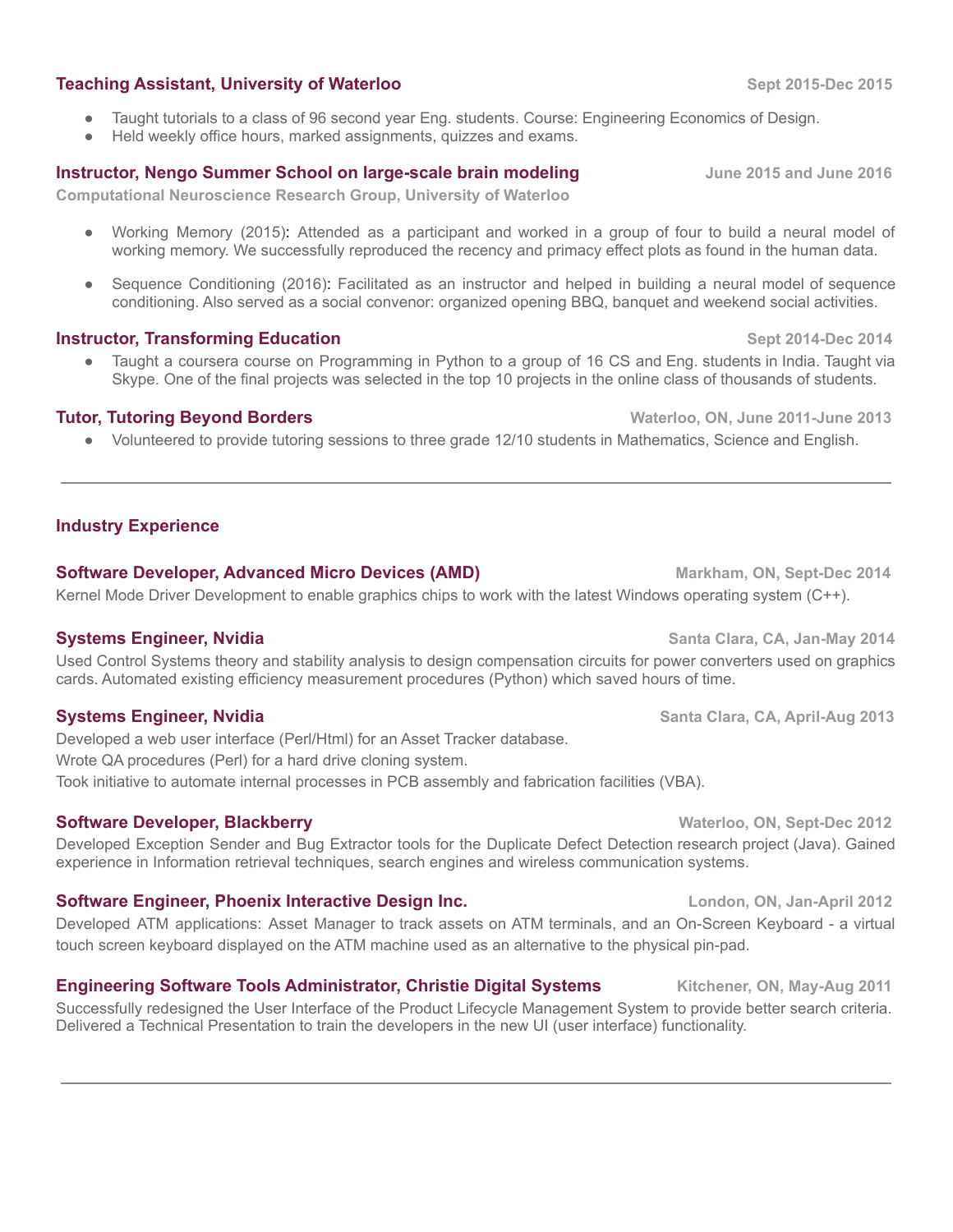### Teaching Assistant, University of Waterloo — Sept 2015-Dec 2015

- Taught tutorials to a class of 96 second year Eng. students. Course: Engineering Economics of Design.
- Held weekly office hours, marked assignments, quizzes and exams.

### Instructor, Nengo Summer School on large-scale brain modeling — June 2015 and June 2016

**Computational Neuroscience Research Group, University of Waterloo**

- Working Memory (2015): Attended as a participant and worked in a group of four to build a neural model of working memory. We successfully reproduced the recency and primacy effect plots as found in the human data.
- Sequence Conditioning (2016): Facilitated as an instructor and helped in building a neural model of sequence conditioning. Also served as a social convenor: organized opening BBQ, banquet and weekend social activities.

### Instructor, Transforming Education — Sept 2014-Dec 2014

- Taught a coursera course on Programming in Python to a group of 16 CS and Eng. students in India. Taught via Skype. One of the final projects was selected in the top 10 projects in the online class of thousands of students.

### Tutor, Tutoring Beyond Borders — Waterloo, ON, June 2011-June 2013

- Volunteered to provide tutoring sessions to three grade 12/10 students in Mathematics, Science and English.

---

## Industry Experience

### Software Developer, Advanced Micro Devices (AMD) — Markham, ON, Sept-Dec 2014

Kernel Mode Driver Development to enable graphics chips to work with the latest Windows operating system (C++).

### Systems Engineer, Nvidia — Santa Clara, CA, Jan-May 2014

Used Control Systems theory and stability analysis to design compensation circuits for power converters used on graphics cards. Automated existing efficiency measurement procedures (Python) which saved hours of time.

### Systems Engineer, Nvidia — Santa Clara, CA, April-Aug 2013

Developed a web user interface (Perl/Html) for an Asset Tracker database.
Wrote QA procedures (Perl) for a hard drive cloning system.
Took initiative to automate internal processes in PCB assembly and fabrication facilities (VBA).

### Software Developer, Blackberry — Waterloo, ON, Sept-Dec 2012

Developed Exception Sender and Bug Extractor tools for the Duplicate Defect Detection research project (Java). Gained experience in Information retrieval techniques, search engines and wireless communication systems.

### Software Engineer, Phoenix Interactive Design Inc. — London, ON, Jan-April 2012

Developed ATM applications: Asset Manager to track assets on ATM terminals, and an On-Screen Keyboard - a virtual touch screen keyboard displayed on the ATM machine used as an alternative to the physical pin-pad.

### Engineering Software Tools Administrator, Christie Digital Systems — Kitchener, ON, May-Aug 2011

Successfully redesigned the User Interface of the Product Lifecycle Management System to provide better search criteria. Delivered a Technical Presentation to train the developers in the new UI (user interface) functionality.

---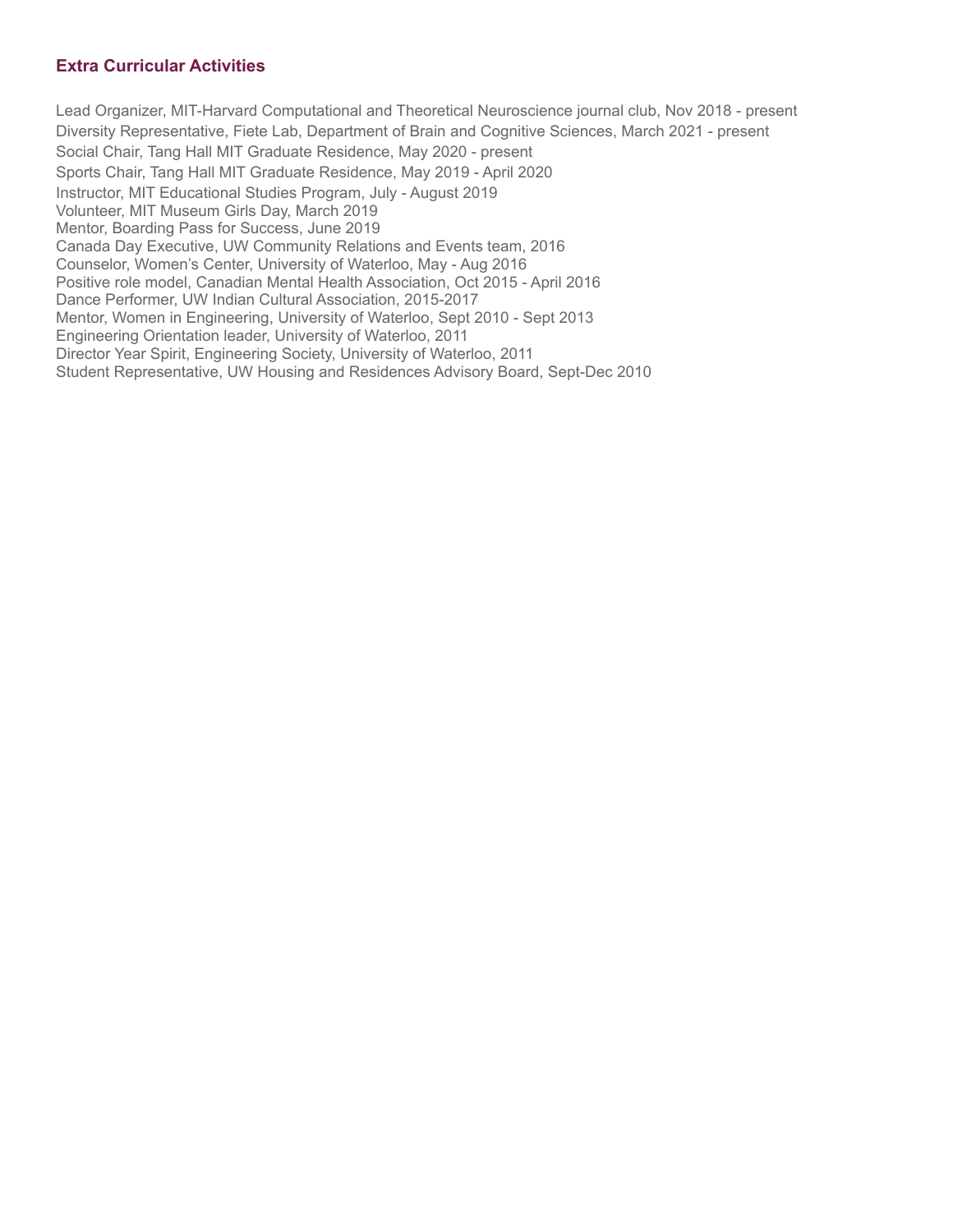### Extra Curricular Activities

Lead Organizer, MIT-Harvard Computational and Theoretical Neuroscience journal club, Nov 2018 - present
Diversity Representative, Fiete Lab, Department of Brain and Cognitive Sciences, March 2021 - present
Social Chair, Tang Hall MIT Graduate Residence, May 2020 - present
Sports Chair, Tang Hall MIT Graduate Residence, May 2019 - April 2020
Instructor, MIT Educational Studies Program, July - August 2019
Volunteer, MIT Museum Girls Day, March 2019
Mentor, Boarding Pass for Success, June 2019
Canada Day Executive, UW Community Relations and Events team, 2016
Counselor, Women's Center, University of Waterloo, May - Aug 2016
Positive role model, Canadian Mental Health Association, Oct 2015 - April 2016
Dance Performer, UW Indian Cultural Association, 2015-2017
Mentor, Women in Engineering, University of Waterloo, Sept 2010 - Sept 2013
Engineering Orientation leader, University of Waterloo, 2011
Director Year Spirit, Engineering Society, University of Waterloo, 2011
Student Representative, UW Housing and Residences Advisory Board, Sept-Dec 2010